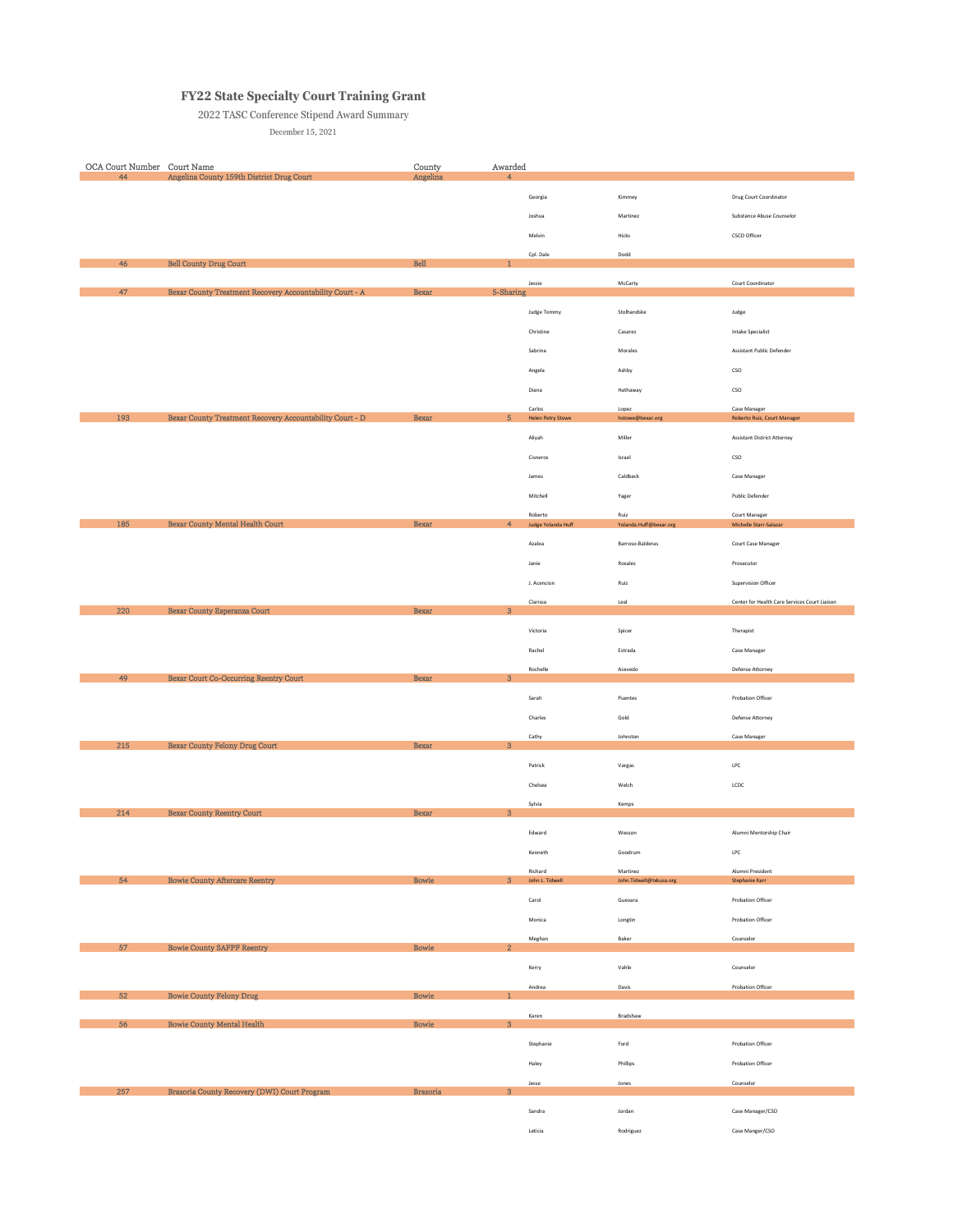# FY22 State Specialty Court Training Grant

2022 TASC Conference Stipend Award Summary

December 15, 2021

| OCA Court Number | Court Name | County | Awarded | | | |
|---|---|---|---|---|---|---|
| 44 | Angelina County 159th District Drug Court | Angelina | 4 | | | |
| | | | | Georgia | Kimmey | Drug Court Coordinator |
| | | | | Joshua | Martinez | Substance Abuse Counselor |
| | | | | Melvin | Hicks | CSCD Officer |
| | | | | Cpl. Dale | Dodd | |
| 46 | Bell County Drug Court | Bell | 1 | | | |
| | | | | Jessie | McCarty | Court Coordinator |
| 47 | Bexar County Treatment Recovery Accountability Court - A | Bexar | 5-Sharing | | | |
| | | | | Judge Tommy | Stolhandske | Judge |
| | | | | Christine | Casarez | Intake Specialist |
| | | | | Sabrina | Morales | Assistant Public Defender |
| | | | | Angela | Ashby | CSO |
| | | | | Diana | Hathaway | CSO |
| | | | | Carlos | Lopez | Case Manager |
| 193 | Bexar County Treatment Recovery Accountability Court - D | Bexar | 5 | Helen Petry Stowe | hstowe@bexar.org | Roberto Ruiz, Court Manager |
| | | | | Aliyah | Miller | Assistant District Attorney |
| | | | | Cisneros | Israel | CSO |
| | | | | James | Caldbeck | Case Manager |
| | | | | Mitchell | Yager | Public Defender |
| | | | | Roberto | Ruiz | Court Manager |
| 185 | Bexar County Mental Health Court | Bexar | 4 | Judge Yolanda Huff | Yolanda.Huff@bexar.org | Michelle Starr-Salazar |
| | | | | Azalea | Barroso-Balderas | Court Case Manager |
| | | | | Janie | Rosales | Prosecutor |
| | | | | J. Acencion | Ruiz | Supervision Officer |
| | | | | Clarissa | Leal | Center for Health Care Services Court Liaison |
| 220 | Bexar County Esperanza Court | Bexar | 3 | | | |
| | | | | Victoria | Spicer | Therapist |
| | | | | Rachel | Estrada | Case Manager |
| | | | | Rochelle | Acevedo | Defense Attorney |
| 49 | Bexar Court Co-Occurring Reentry Court | Bexar | 3 | | | |
| | | | | Sarah | Puentes | Probation Officer |
| | | | | Charles | Gold | Defense Attorney |
| | | | | Cathy | Johnston | Case Manager |
| 215 | Bexar County Felony Drug Court | Bexar | 3 | | | |
| | | | | Patrick | Vargas | LPC |
| | | | | Chelsea | Welch | LCDC |
| | | | | Sylvia | Kemps | |
| 214 | Bexar County Reentry Court | Bexar | 3 | | | |
| | | | | Edward | Wesson | Alumni Mentorship Chair |
| | | | | Kenneth | Goodrum | LPC |
| | | | | Richard | Martinez | Alumni President |
| 54 | Bowie County Aftercare Reentry | Bowie | 3 | John L. Tidwell | John.Tidwell@txkusa.org | Stephanie Karr |
| | | | | Carol | Guevara | Probation Officer |
| | | | | Monica | Longtin | Probation Officer |
| | | | | Meghan | Baker | Counselor |
| 57 | Bowie County SAFPF Reentry | Bowie | 2 | | | |
| | | | | Kerry | Vahle | Counselor |
| | | | | Andrea | Davis | Probation Officer |
| 52 | Bowie County Felony Drug | Bowie | 1 | | | |
| | | | | Karen | Bradshaw | |
| 56 | Bowie County Mental Health | Bowie | 3 | | | |
| | | | | Stephanie | Ford | Probation Officer |
| | | | | Haley | Phillips | Probation Officer |
| | | | | Jesse | Jones | Counselor |
| 257 | Brazoria County Recovery (DWI) Court Program | Brazoria | 3 | | | |
| | | | | Sandra | Jordan | Case Manager/CSO |
| | | | | Leticia | Rodriguez | Case Manger/CSO |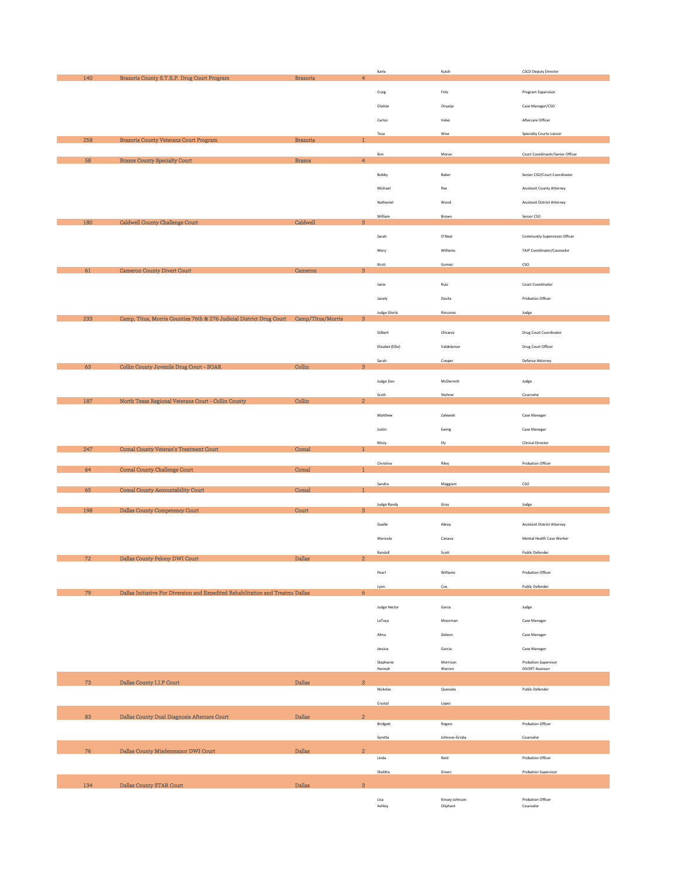| ID | Program | County | Count | First Name | Last Name | Title |
|---|---|---|---|---|---|---|
| | | | | Karla | Kutch | CSCD Deputy Director |
| 140 | Brazoria County S.T.E.P. Drug Court Program | Brazoria | 4 | | | |
| | | | | Craig | Fritz | Program Supervisor |
| | | | | Chelsie | Onyeije | Case Manager/CSO |
| | | | | Carlos | Velez | Aftercare Officer |
| | | | | Tesa | Wise | Specialty Courts Liaison |
| 258 | Brazoria County Veterans Court Program | Brazoria | 1 | | | |
| | | | | Kim | Moran | Court Coordinaotr/Senior Officer |
| 58 | Brazos County Specialty Court | Brazos | 4 | | | |
| | | | | Bobby | Baker | Senior CSO/Court Coordinator |
| | | | | Michael | Rex | Assistant County Attorney |
| | | | | Nathaniel | Wood | Assistant District Attorney |
| | | | | William | Brown | Senior CSO |
| 180 | Caldwell County Challenge Court | Caldwell | 3 | | | |
| | | | | Sarah | O'Neal | Community Supervision Officer |
| | | | | Mary | Williams | TAIP Coordinator/Counselor |
| | | | | Kirsti | Gomez | CSO |
| 61 | Cameron County Divert Court | Cameron | 3 | | | |
| | | | | Janie | Ruiz | Court Coordinator |
| | | | | Janely | Davila | Probation Officer |
| | | | | Judge Gloria | Rincones | Judge |
| 233 | Camp, Titus, Morris Counties 76th & 276 Judicial District Drug Court | Camp/Titus/Morris | 3 | | | |
| | | | | Gilbert | Olivarez | Drug Court Coordinator |
| | | | | Elizabet (Ellie) | Valdelamar | Drug Court Officer |
| | | | | Sarah | Cooper | Defense Attorney |
| 63 | Collin County Juvenile Drug Court - SOAR | Collin | 3 | | | |
| | | | | Judge Don | McDermitt | Judge |
| | | | | Scott | Stohner | Counselor |
| 187 | North Texas Regional Veterans Court - Collin County | Collin | 2 | | | |
| | | | | Matthew | Zalewski | Case Manager |
| | | | | Justin | Ewing | Case Manager |
| | | | | Misty | Ely | Clinical Director |
| 247 | Comal County Veteran's Treatment Court | Comal | 1 | | | |
| | | | | Christina | Riley | Probation Officer |
| 64 | Comal County Challenge Court | Comal | 1 | | | |
| | | | | Sandra | Maggiani | CSO |
| 65 | Comal County Accountability Court | Comal | 1 | | | |
| | | | | Judge Randy | Gray | Judge |
| 198 | Dallas County Competency Court | Court | 3 | | | |
| | | | | Gaelle | Abrey | Assistant District Attorney |
| | | | | Maricela | Canava | Mental Health Case Worker |
| | | | | Randall | Scott | Public Defender |
| 72 | Dallas County Felony DWI Court | Dallas | 2 | | | |
| | | | | Pearl | Williams | Probation Officer |
| | | | | Lynn | Cox | Public Defender |
| 79 | Dallas Initiative For Diversion and Expedited Rehabilitation and Treatme | Dallas | 6 | | | |
| | | | | Judge Hector | Garza | Judge |
| | | | | LaToya | Moorman | Case Manager |
| | | | | Alma | Deleon | Case Manager |
| | | | | Jessica | Garcia | Case Manager |
| | | | | Stephanie | Morrison | Probation Supervisor |
| | | | | Hannah | Warren | DIVERT Assessor |
| 73 | Dallas County I.I.P Court | Dallas | 3 | | | |
| | | | | Nickolas | Quezada | Public Defender |
| | | | | Crystal | Lopez | |
| 83 | Dallas County Dual Diagnosis Aftercare Court | Dallas | 2 | | | |
| | | | | Bridgett | Rogers | Probation Officer |
| | | | | Syretta | Johnson-Grisby | Counselor |
| 76 | Dallas County Misdemeanor DWI Court | Dallas | 2 | | | |
| | | | | Linda | Reid | Probation Officer |
| | | | | Shelitta | Green | Probation Supervisor |
| 134 | Dallas County STAR Court | Dallas | 3 | | | |
| | | | | Lisa | Kinsey-Johnson | Probation Officer |
| | | | | Ashley | Oliphant | Counselor |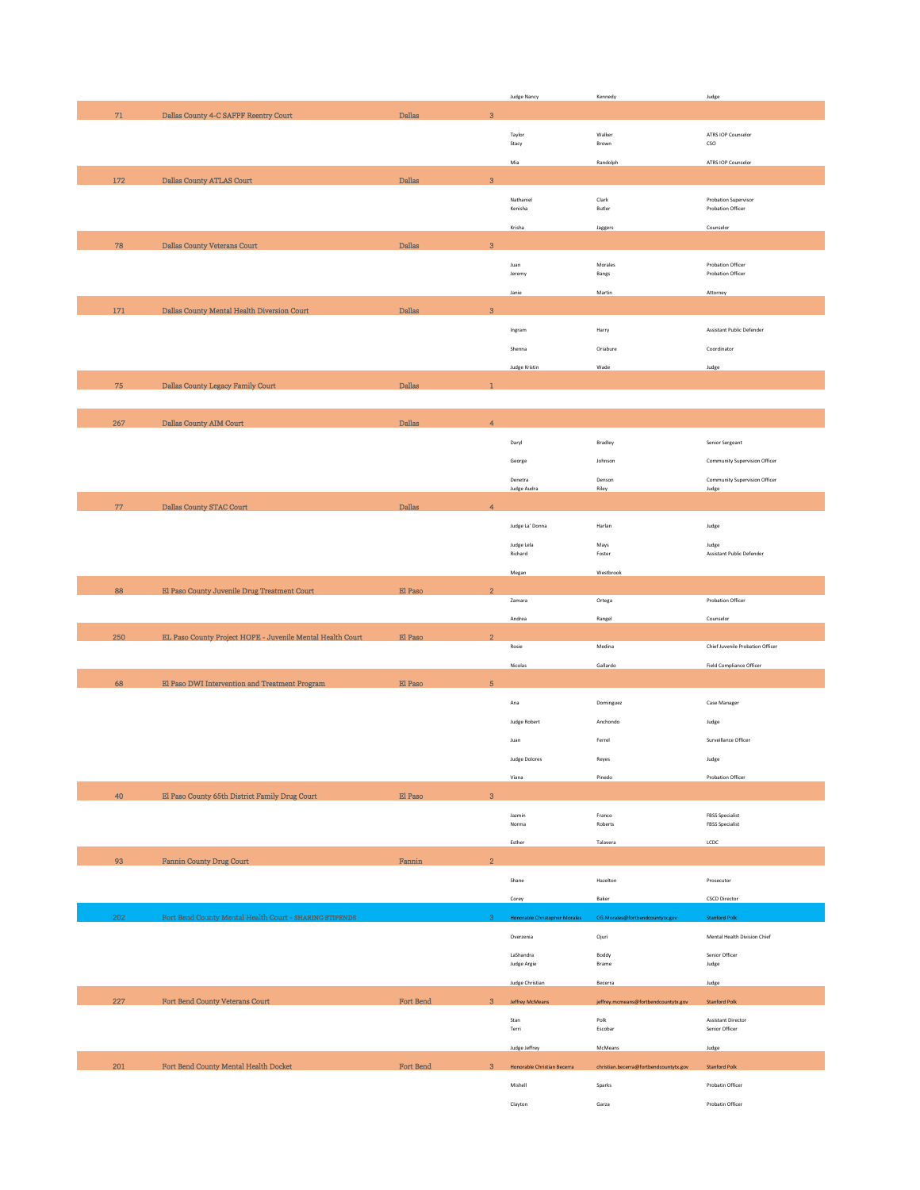| ID | Court Name | County | # | First Name | Last Name / Email | Title |
|---|---|---|---|---|---|---|
| | | | | Judge Nancy | Kennedy | Judge |
| 71 | Dallas County 4-C SAFPF Reentry Court | Dallas | 3 | | | |
| | | | | Taylor | Walker | ATRS IOP Counselor |
| | | | | Stacy | Brown | CSO |
| | | | | Mia | Randolph | ATRS IOP Counselor |
| 172 | Dallas County ATLAS Court | Dallas | 3 | | | |
| | | | | Nathaniel | Clark | Probation Supervisor |
| | | | | Kenisha | Butler | Probation Officer |
| | | | | Krisha | Jaggers | Counselor |
| 78 | Dallas County Veterans Court | Dallas | 3 | | | |
| | | | | Juan | Morales | Probation Officer |
| | | | | Jeremy | Bangs | Probation Officer |
| | | | | Janie | Martin | Attorney |
| 171 | Dallas County Mental Health Diversion Court | Dallas | 3 | | | |
| | | | | Ingram | Harry | Assistant Public Defender |
| | | | | Shenna | Oriabure | Coordinator |
| | | | | Judge Kristin | Wade | Judge |
| 75 | Dallas County Legacy Family Court | Dallas | 1 | | | |
| 267 | Dallas County AIM Court | Dallas | 4 | | | |
| | | | | Daryl | Bradley | Senior Sergeant |
| | | | | George | Johnson | Community Supervision Officer |
| | | | | Denetra | Denson | Community Supervision Officer |
| | | | | Judge Audra | Riley | Judge |
| 77 | Dallas County STAC Court | Dallas | 4 | | | |
| | | | | Judge La' Donna | Harlan | Judge |
| | | | | Judge Lela | Mays | Judge |
| | | | | Richard | Foster | Assistant Public Defender |
| | | | | Megan | Westbrook | |
| 88 | El Paso County Juvenile Drug Treatment Court | El Paso | 2 | | | |
| | | | | Zamara | Ortega | Probation Officer |
| | | | | Andrea | Rangel | Counselor |
| 250 | EL Paso County Project HOPE - Juvenile Mental Health Court | El Paso | 2 | | | |
| | | | | Rosie | Medina | Chief Juvenile Probation Officer |
| | | | | Nicolas | Gallardo | Field Compliance Officer |
| 68 | El Paso DWI Intervention and Treatment Program | El Paso | 5 | | | |
| | | | | Ana | Dominguez | Case Manager |
| | | | | Judge Robert | Anchondo | Judge |
| | | | | Juan | Ferrel | Surveillance Officer |
| | | | | Judge Dolores | Reyes | Judge |
| | | | | Viana | Pinedo | Probation Officer |
| 40 | El Paso County 65th District Family Drug Court | El Paso | 3 | | | |
| | | | | Jazmin | Franco | FBSS Specialist |
| | | | | Norma | Roberts | FBSS Specialist |
| | | | | Esther | Talavera | LCDC |
| 93 | Fannin County Drug Court | Fannin | 2 | | | |
| | | | | Shane | Hazelton | Prosecutor |
| | | | | Corey | Baker | CSCD Director |
| 202 | Fort Bend County Mental Health Court - SHARING STIPENDS | | 3 | Honorable Christopher Morales | CG.Morales@fortbendcountytx.gov | Stanford Polk |
| | | | | Overzenia | Ojuri | Mental Health Division Chief |
| | | | | LaShandra | Boddy | Senior Officer |
| | | | | Judge Angie | Brame | Judge |
| | | | | Judge Christian | Becerra | Judge |
| 227 | Fort Bend County Veterans Court | Fort Bend | 3 | Jeffrey McMeans | jeffrey.mcmeans@fortbendcountytx.gov | Stanford Polk |
| | | | | Stan | Polk | Assistant Director |
| | | | | Terri | Escobar | Senior Officer |
| | | | | Judge Jeffrey | McMeans | Judge |
| 201 | Fort Bend County Mental Health Docket | Fort Bend | 3 | Honorable Christian Becerra | christian.becerra@fortbendcountytx.gov | Stanford Polk |
| | | | | Mishell | Sparks | Probatin Officer |
| | | | | Clayton | Garza | Probatin Officer |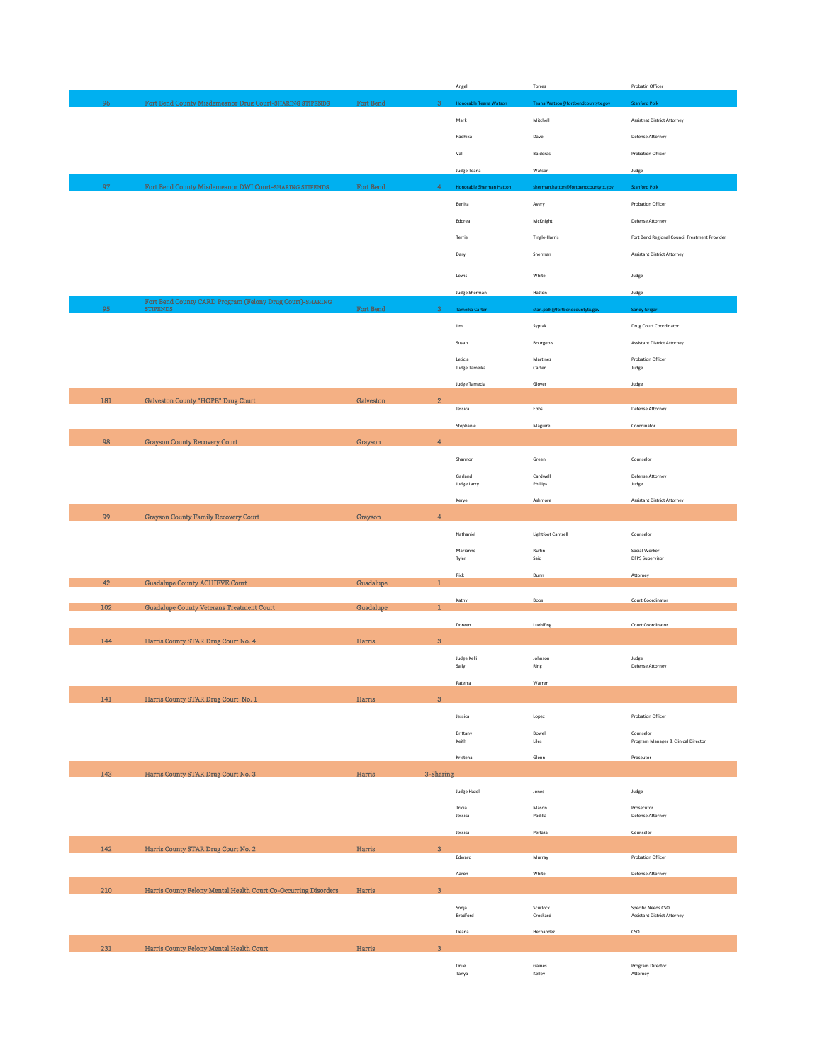| | | | | | | |
|---|---|---|---|---|---|---|
| | | | | Angel | Torres | Probatin Officer |
| 96 | Fort Bend County Misdemeanor Drug Court-SHARING STIPENDS | Fort Bend | 3 | Honorable Teana Watson | Teana.Watson@fortbendcountytx.gov | Stanford Polk |
| | | | | Mark | Mitchell | Assistnat District Attorney |
| | | | | Radhika | Dave | Defense Attorney |
| | | | | Val | Balderas | Probation Officer |
| | | | | Judge Teana | Watson | Judge |
| 97 | Fort Bend County Misdemeanor DWI Court-SHARING STIPENDS | Fort Bend | 4 | Honorable Sherman Hatton | sherman.hatton@fortbendcountytx.gov | Stanford Polk |
| | | | | Benita | Avery | Probation Officer |
| | | | | Eddrea | McKnight | Defense Attorney |
| | | | | Terrie | Tingle-Harris | Fort Bend Regional Council Treatment Provider |
| | | | | Daryl | Sherman | Assistant District Attorney |
| | | | | Lewis | White | Judge |
| | | | | Judge Sherman | Hatton | Judge |
| 95 | Fort Bend County CARD Program (Felony Drug Court)-SHARING STIPENDS | Fort Bend | 3 | Tameika Carter | stan.polk@fortbendcountytx.gov | Sandy Grigar |
| | | | | Jim | Syptak | Drug Court Coordinator |
| | | | | Susan | Bourgeois | Assistant District Attorney |
| | | | | Leticia | Martinez | Probation Officer |
| | | | | Judge Tameika | Carter | Judge |
| | | | | Judge Tamecia | Glover | Judge |
| 181 | Galveston County "HOPE" Drug Court | Galveston | 2 | | | |
| | | | | Jessica | Ebbs | Defense Attorney |
| | | | | Stephanie | Maguire | Coordinator |
| 98 | Grayson County Recovery Court | Grayson | 4 | | | |
| | | | | Shannon | Green | Counselor |
| | | | | Garland | Cardwell | Defense Attorney |
| | | | | Judge Larry | Phillips | Judge |
| | | | | Kerye | Ashmore | Assistant District Attorney |
| 99 | Grayson County Family Recovery Court | Grayson | 4 | | | |
| | | | | Nathaniel | Lightfoot Cantrell | Counselor |
| | | | | Marianne | Ruffin | Social Worker |
| | | | | Tyler | Said | DFPS Supervisor |
| | | | | Rick | Dunn | Attorney |
| 42 | Guadalupe County ACHIEVE Court | Guadalupe | 1 | | | |
| | | | | Kathy | Boos | Court Coordinator |
| 102 | Guadalupe County Veterans Treatment Court | Guadalupe | 1 | | | |
| | | | | Doreen | Luehlfing | Court Coordinator |
| 144 | Harris County STAR Drug Court No. 4 | Harris | 3 | | | |
| | | | | Judge Kelli | Johnson | Judge |
| | | | | Sally | Ring | Defense Attorney |
| | | | | Paterra | Warren | |
| 141 | Harris County STAR Drug Court No. 1 | Harris | 3 | | | |
| | | | | Jessica | Lopez | Probation Officer |
| | | | | Brittany | Bowell | Counselor |
| | | | | Keith | Liles | Program Manager & Clinical Director |
| | | | | Kristena | Glenn | Proseutor |
| 143 | Harris County STAR Drug Court No. 3 | Harris | 3-Sharing | | | |
| | | | | Judge Hazel | Jones | Judge |
| | | | | Tricia | Mason | Prosecutor |
| | | | | Jessica | Padilla | Defense Attorney |
| | | | | Jessica | Perlaza | Counselor |
| 142 | Harris County STAR Drug Court No. 2 | Harris | 3 | | | |
| | | | | Edward | Murray | Probation Officer |
| | | | | Aaron | White | Defense Attorney |
| 210 | Harris County Felony Mental Health Court Co-Occurring Disorders | Harris | 3 | | | |
| | | | | Sonja | Scurlock | Specific Needs CSO |
| | | | | Bradford | Crockard | Assistant District Attorney |
| | | | | Deana | Hernandez | CSO |
| 231 | Harris County Felony Mental Health Court | Harris | 3 | | | |
| | | | | Drue | Gaines | Program Director |
| | | | | Tanya | Kelley | Attorney |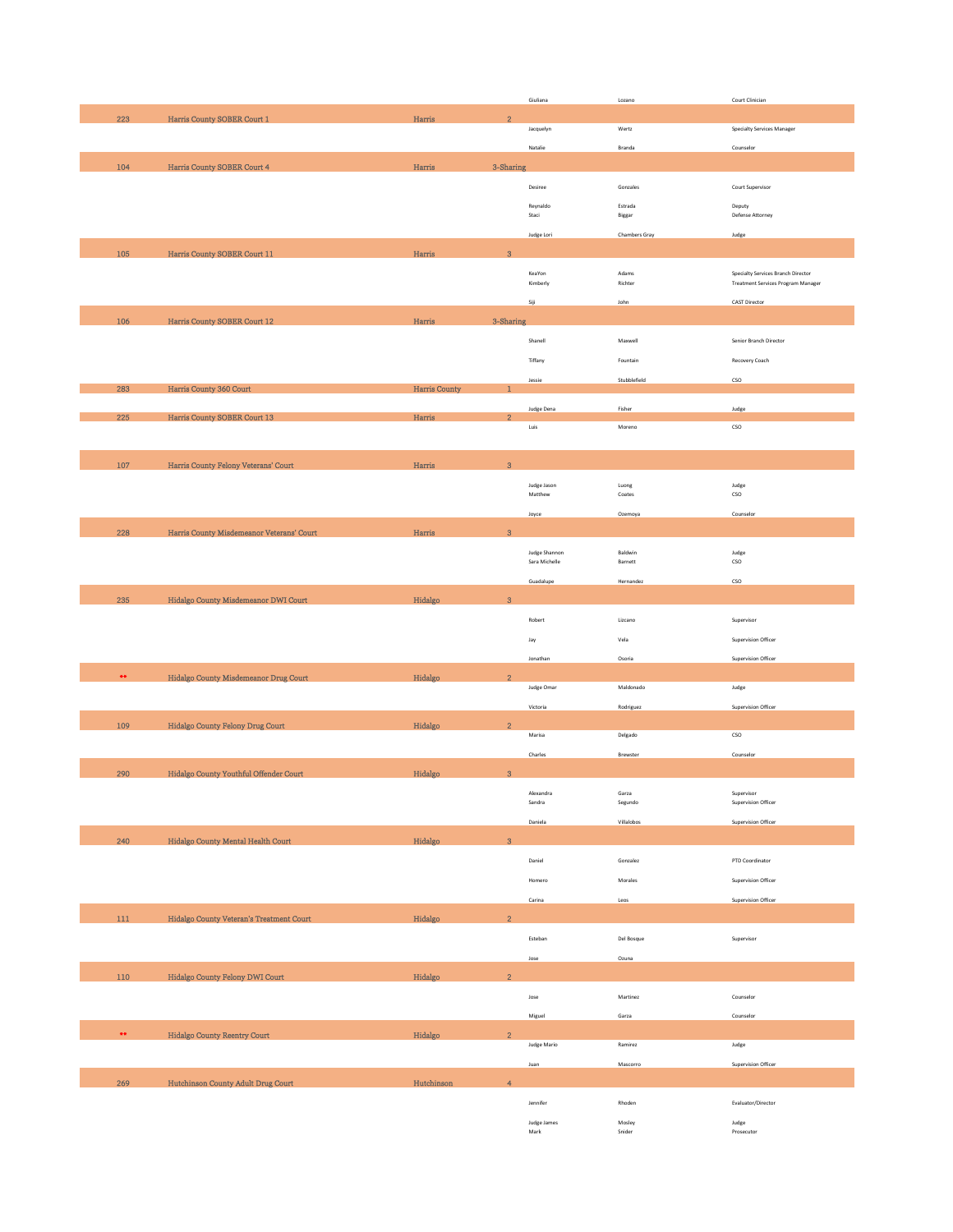| ID | Court Name | County | # | First Name | Last Name | Title |
|---|---|---|---|---|---|---|
| | | | | Giuliana | Lozano | Court Clinician |
| 223 | Harris County SOBER Court 1 | Harris | 2 | | | |
| | | | | Jacquelyn | Wertz | Specialty Services Manager |
| | | | | Natalie | Branda | Counselor |
| 104 | Harris County SOBER Court 4 | Harris | 3-Sharing | | | |
| | | | | Desiree | Gonzales | Court Supervisor |
| | | | | Reynaldo | Estrada | Deputy |
| | | | | Staci | Biggar | Defense Attorney |
| | | | | Judge Lori | Chambers Gray | Judge |
| 105 | Harris County SOBER Court 11 | Harris | 3 | | | |
| | | | | KeaYon | Adams | Specialty Services Branch Director |
| | | | | Kimberly | Richter | Treatment Services Program Manager |
| | | | | Siji | John | CAST Director |
| 106 | Harris County SOBER Court 12 | Harris | 3-Sharing | | | |
| | | | | Shanell | Maxwell | Senior Branch Director |
| | | | | Tiffany | Fountain | Recovery Coach |
| | | | | Jessie | Stubblefield | CSO |
| 283 | Harris County 360 Court | Harris County | 1 | | | |
| | | | | Judge Dena | Fisher | Judge |
| 225 | Harris County SOBER Court 13 | Harris | 2 | | | |
| | | | | Luis | Moreno | CSO |
| 107 | Harris County Felony Veterans' Court | Harris | 3 | | | |
| | | | | Judge Jason | Luong | Judge |
| | | | | Matthew | Coates | CSO |
| | | | | Joyce | Ozemoya | Counselor |
| 228 | Harris County Misdemeanor Veterans' Court | Harris | 3 | | | |
| | | | | Judge Shannon | Baldwin | Judge |
| | | | | Sara Michelle | Barnett | CSO |
| | | | | Guadalupe | Hernandez | CSO |
| 235 | Hidalgo County Misdemeanor DWI Court | Hidalgo | 3 | | | |
| | | | | Robert | Lizcano | Supervisor |
| | | | | Jay | Vela | Supervision Officer |
| | | | | Jonathan | Osoria | Supervision Officer |
| ** | Hidalgo County Misdemeanor Drug Court | Hidalgo | 2 | | | |
| | | | | Judge Omar | Maldonado | Judge |
| | | | | Victoria | Rodriguez | Supervision Officer |
| 109 | Hidalgo County Felony Drug Court | Hidalgo | 2 | | | |
| | | | | Marisa | Delgado | CSO |
| | | | | Charles | Brewster | Counselor |
| 290 | Hidalgo County Youthful Offender Court | Hidalgo | 3 | | | |
| | | | | Alexandra | Garza | Supervisor |
| | | | | Sandra | Segundo | Supervision Officer |
| | | | | Daniela | Villalobos | Supervision Officer |
| 240 | Hidalgo County Mental Health Court | Hidalgo | 3 | | | |
| | | | | Daniel | Gonzalez | PTD Coordinator |
| | | | | Homero | Morales | Supervision Officer |
| | | | | Carina | Leos | Supervision Officer |
| 111 | Hidalgo County Veteran's Treatment Court | Hidalgo | 2 | | | |
| | | | | Esteban | Del Bosque | Supervisor |
| | | | | Jose | Ozuna | |
| 110 | Hidalgo County Felony DWI Court | Hidalgo | 2 | | | |
| | | | | Jose | Martinez | Counselor |
| | | | | Miguel | Garza | Counselor |
| ** | Hidalgo County Reentry Court | Hidalgo | 2 | | | |
| | | | | Judge Mario | Ramirez | Judge |
| | | | | Juan | Mascorro | Supervision Officer |
| 269 | Hutchinson County Adult Drug Court | Hutchinson | 4 | | | |
| | | | | Jennifer | Rhoden | Evaluator/Director |
| | | | | Judge James | Mosley | Judge |
| | | | | Mark | Snider | Prosecutor |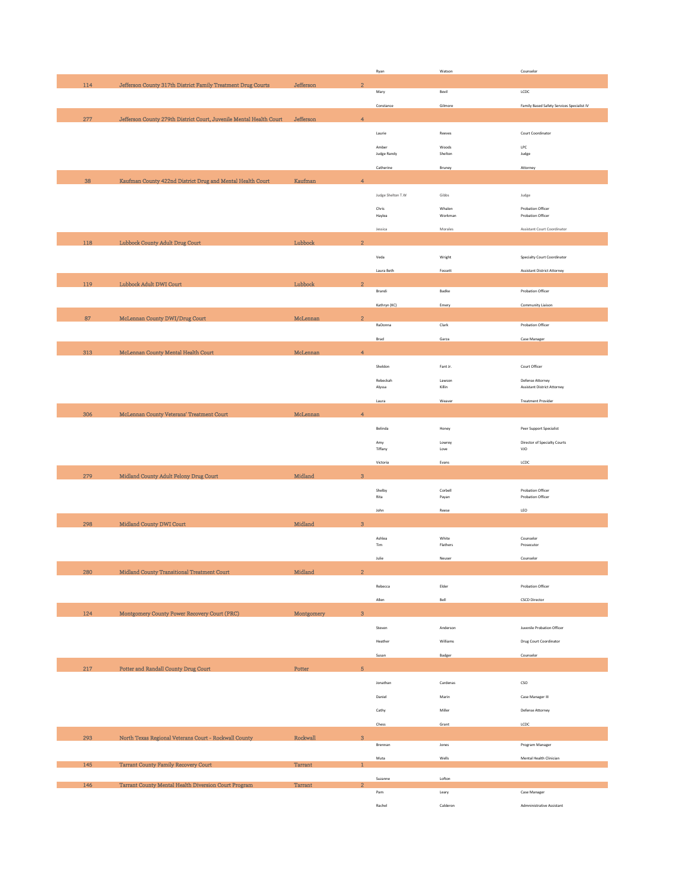| | | | | First Name | Last Name | Role |
|---|---|---|---|---|---|---|
| | | | | Ryan | Watson | Counselor |
| 114 | Jefferson County 317th District Family Treatment Drug Courts | Jefferson | 2 | | | |
| | | | | Mary | Bevil | LCDC |
| | | | | Constance | Gilmore | Family Based Safety Services Specialist IV |
| 277 | Jefferson County 279th District Court, Juvenile Mental Health Court | Jefferson | 4 | | | |
| | | | | Laurie | Reeves | Court Coordinator |
| | | | | Amber | Woods | LPC |
| | | | | Judge Randy | Shelton | Judge |
| | | | | Catherine | Bruney | Attorney |
| 38 | Kaufman County 422nd District Drug and Mental Health Court | Kaufman | 4 | | | |
| | | | | Judge Shelton T.W. | Gibbs | Judge |
| | | | | Chris | Whalen | Probation Officer |
| | | | | Haylea | Workman | Probation Officer |
| | | | | Jessica | Morales | Assistant Court Coordinator |
| 118 | Lubbock County Adult Drug Court | Lubbock | 2 | | | |
| | | | | Veda | Wright | Specialty Court Coordinator |
| | | | | Laura Beth | Fossett | Assistant District Attorney |
| 119 | Lubbock Adult DWI Court | Lubbock | 2 | | | |
| | | | | Brandi | Badke | Probation Officer |
| | | | | Kathryn (KC) | Emery | Community Liaison |
| 87 | McLennan County DWI/Drug Court | McLennan | 2 | | | |
| | | | | RaDonna | Clark | Probation Officer |
| | | | | Brad | Garza | Case Manager |
| 313 | McLennan County Mental Health Court | McLennan | 4 | | | |
| | | | | Sheldon | Fant Jr. | Court Officer |
| | | | | Rebeckah | Lawson | Defense Attorney |
| | | | | Alyssa | Killin | Assistant District Attorney |
| | | | | Laura | Weaver | Treatment Provider |
| 306 | McLennan County Veterans' Treatment Court | McLennan | 4 | | | |
| | | | | Belinda | Honey | Peer Support Specialist |
| | | | | Amy | Lowrey | Director of Specialty Courts |
| | | | | Tiffany | Love | VJO |
| | | | | Victoria | Evans | LCDC |
| 279 | Midland County Adult Felony Drug Court | Midland | 3 | | | |
| | | | | Shelby | Corbell | Probation Officer |
| | | | | Rita | Payan | Probation Officer |
| | | | | John | Reese | LEO |
| 298 | Midland County DWI Court | Midland | 3 | | | |
| | | | | Ashlea | White | Counselor |
| | | | | Tim | Flathers | Prosecutor |
| | | | | Julie | Neuser | Counselor |
| 280 | Midland County Transitional Treatment Court | Midland | 2 | | | |
| | | | | Rebecca | Elder | Probation Officer |
| | | | | Allen | Bell | CSCD Director |
| 124 | Montgomery County Power Recovery Court (PRC) | Montgomery | 3 | | | |
| | | | | Steven | Anderson | Juvenile Probation Officer |
| | | | | Heather | Williams | Drug Court Coordinator |
| | | | | Susan | Badger | Counselor |
| 217 | Potter and Randall County Drug Court | Potter | 5 | | | |
| | | | | Jonathan | Cardenas | CSO |
| | | | | Daniel | Marin | Case Manager III |
| | | | | Cathy | Miller | Defense Attorney |
| | | | | Chess | Grant | LCDC |
| 293 | North Texas Regional Veterans Court - Rockwall County | Rockwall | 3 | | | |
| | | | | Brennan | Jones | Program Manager |
| | | | | Muta | Wells | Mental Health Clinician |
| 145 | Tarrant County Family Recovery Court | Tarrant | 1 | | | |
| | | | | Suzanne | Lofton | |
| 146 | Tarrant County Mental Health Diversion Court Program | Tarrant | 2 | | | |
| | | | | Pam | Leary | Case Manager |
| | | | | Rachel | Calderon | Administrative Assistant |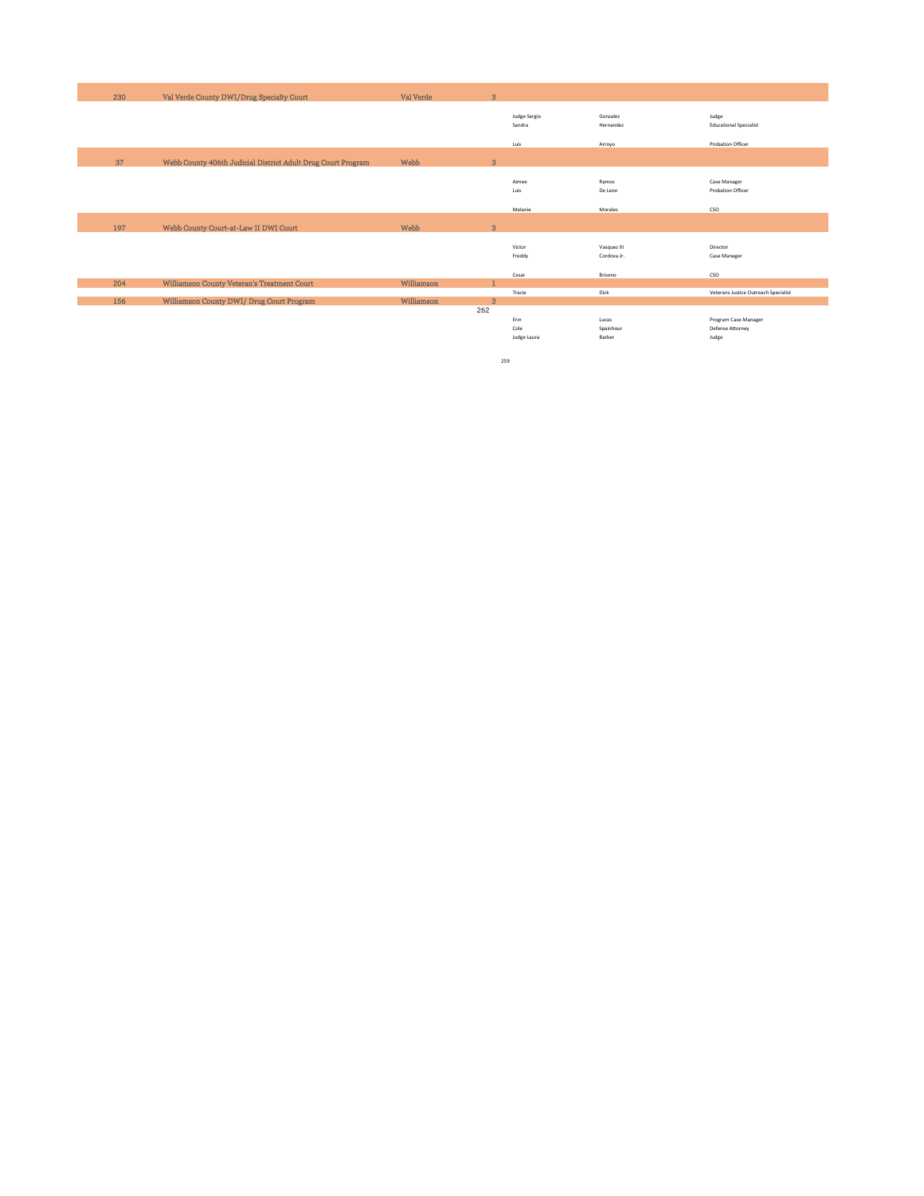| | | | | | | |
|---|---|---|---|---|---|---|
| 230 | Val Verde County DWI/Drug Specialty Court | Val Verde | 3 | | | |
| | | | | Judge Sergio | Gonzalez | Judge |
| | | | | Sandra | Hernandez | Educational Specialist |
| | | | | Luis | Arroyo | Probation Officer |
| 37 | Webb County 406th Judicial District Adult Drug Court Program | Webb | 3 | | | |
| | | | | Aimee | Ramos | Case Manager |
| | | | | Luis | De Leon | Probation Officer |
| | | | | Melanie | Morales | CSO |
| 197 | Webb County Court-at-Law II DWI Court | Webb | 3 | | | |
| | | | | Victor | Vasquez III | Director |
| | | | | Freddy | Cordova Jr. | Case Manager |
| | | | | Cesar | Briseno | CSO |
| 204 | Williamson County Veteran's Treatment Court | Williamson | 1 | | | |
| | | | | Tracie | Dick | Veterans Justice Outreach Specialist |
| 156 | Williamson County DWI/ Drug Court Program | Williamson | 3 | | | |
| | | | 262 | | | |
| | | | | Erin | Lucas | Program Case Manager |
| | | | | Cole | Spainhour | Defense Attorney |
| | | | | Judge Laura | Barker | Judge |

259